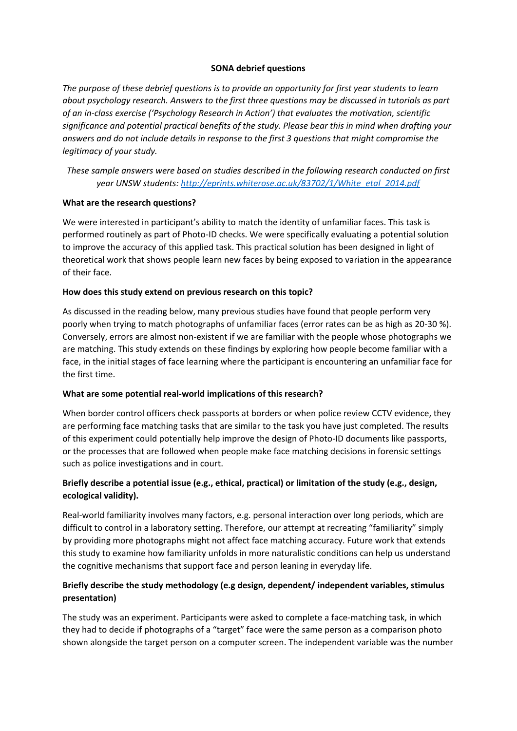**SONA debrief questions**

*The purpose of these debrief questions is to provide an opportunity for first year students to learn about psychology research. Answers to the first three questions may be discussed in tutorials as part of an in-class exercise ('Psychology Research in Action') that evaluates the motivation, scientific significance and potential practical benefits of the study. Please bear this in mind when drafting your answers and do not include details in response to the first 3 questions that might compromise the legitimacy of your study.*

*These sample answers were based on studies described in the following research conducted on first year UNSW students: [http://eprints.whiterose.ac.uk/83702/1/White_etal_2014.pdf](http://eprints.whiterose.ac.uk/83702/1/White_etal_2014.pdf)*

**What are the research questions?**

We were interested in participant's ability to match the identity of unfamiliar faces. This task is performed routinely as part of Photo-ID checks. We were specifically evaluating a potential solution to improve the accuracy of this applied task. This practical solution has been designed in light of theoretical work that shows people learn new faces by being exposed to variation in the appearance of their face.

**How does this study extend on previous research on this topic?**

As discussed in the reading below, many previous studies have found that people perform very poorly when trying to match photographs of unfamiliar faces (error rates can be as high as 20-30 %). Conversely, errors are almost non-existent if we are familiar with the people whose photographs we are matching. This study extends on these findings by exploring how people become familiar with a face, in the initial stages of face learning where the participant is encountering an unfamiliar face for the first time.

**What are some potential real-world implications of this research?**

When border control officers check passports at borders or when police review CCTV evidence, they are performing face matching tasks that are similar to the task you have just completed. The results of this experiment could potentially help improve the design of Photo-ID documents like passports, or the processes that are followed when people make face matching decisions in forensic settings such as police investigations and in court.

**Briefly describe a potential issue (e.g., ethical, practical) or limitation of the study (e.g., design, ecological validity).**

Real-world familiarity involves many factors, e.g. personal interaction over long periods, which are difficult to control in a laboratory setting. Therefore, our attempt at recreating "familiarity" simply by providing more photographs might not affect face matching accuracy. Future work that extends this study to examine how familiarity unfolds in more naturalistic conditions can help us understand the cognitive mechanisms that support face and person leaning in everyday life.

**Briefly describe the study methodology (e.g design, dependent/ independent variables, stimulus presentation)**

The study was an experiment. Participants were asked to complete a face-matching task, in which they had to decide if photographs of a "target" face were the same person as a comparison photo shown alongside the target person on a computer screen. The independent variable was the number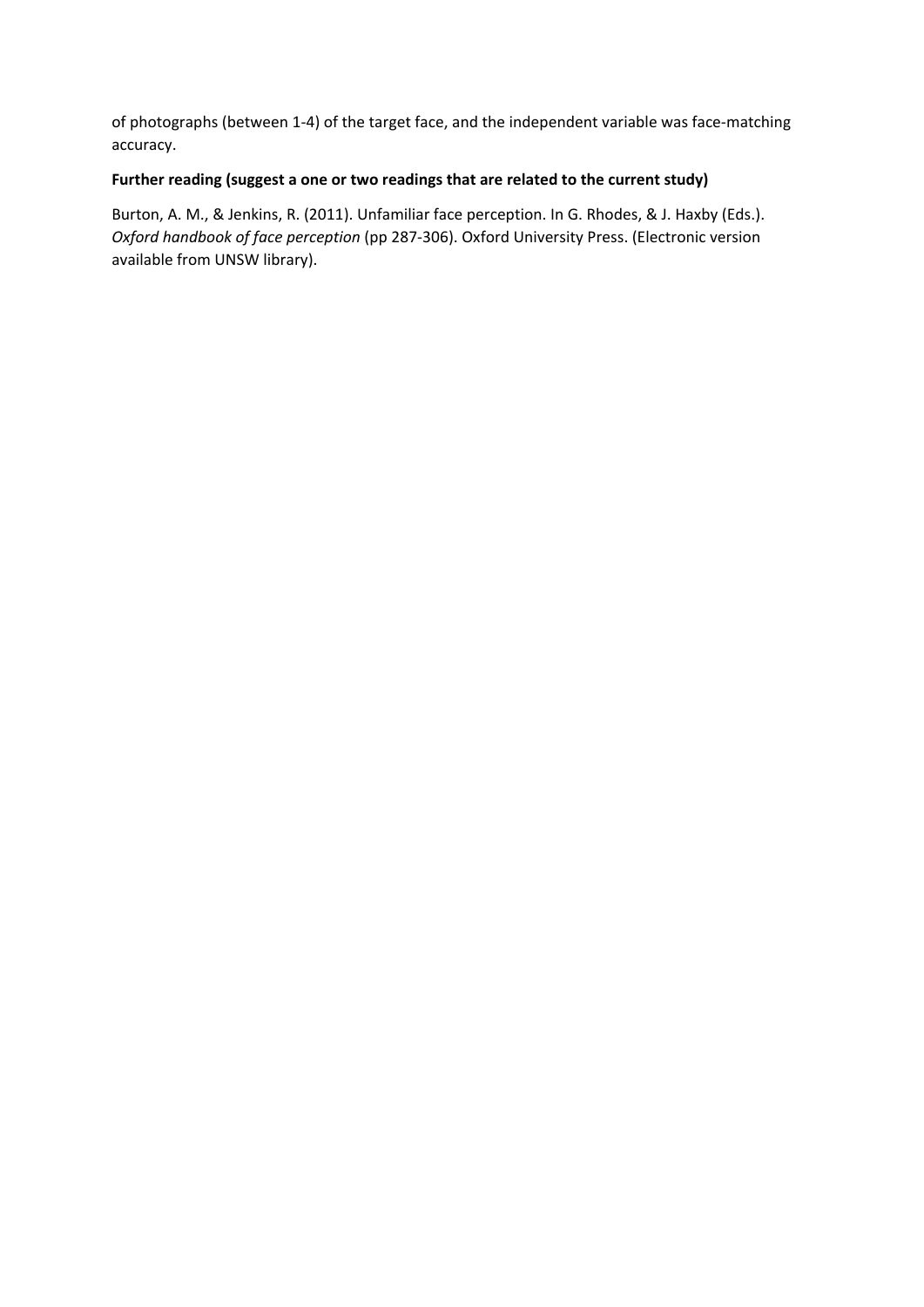of photographs (between 1-4) of the target face, and the independent variable was face-matching accuracy.

**Further reading (suggest a one or two readings that are related to the current study)**

Burton, A. M., & Jenkins, R. (2011). Unfamiliar face perception. In G. Rhodes, & J. Haxby (Eds.). *Oxford handbook of face perception* (pp 287-306). Oxford University Press. (Electronic version available from UNSW library).